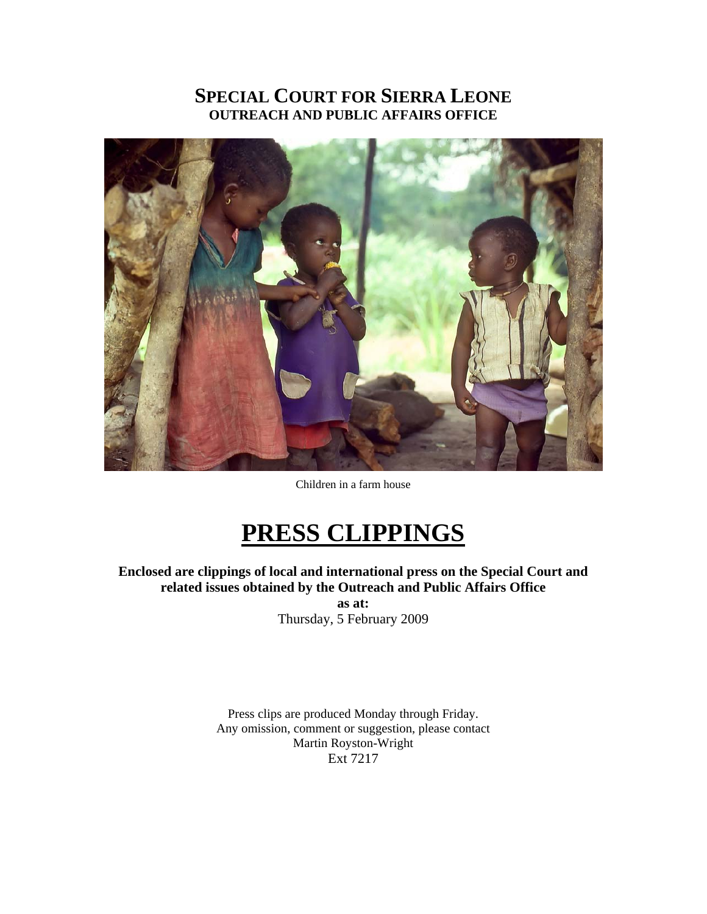# SPECIAL COURT FOR SIERRA LEONE

## OUTREACH AND PUBLIC AFFAIRS OFFICE

Children in a farm house

# PRESS CLIPPINGS

**Enclosed are clippings of local and international press on the Special Court and related issues obtained by the Outreach and Public Affairs Office**

**as at:**

Thursday, 5 February 2009

Press clips are produced Monday through Friday.
Any omission, comment or suggestion, please contact
Martin Royston-Wright
Ext 7217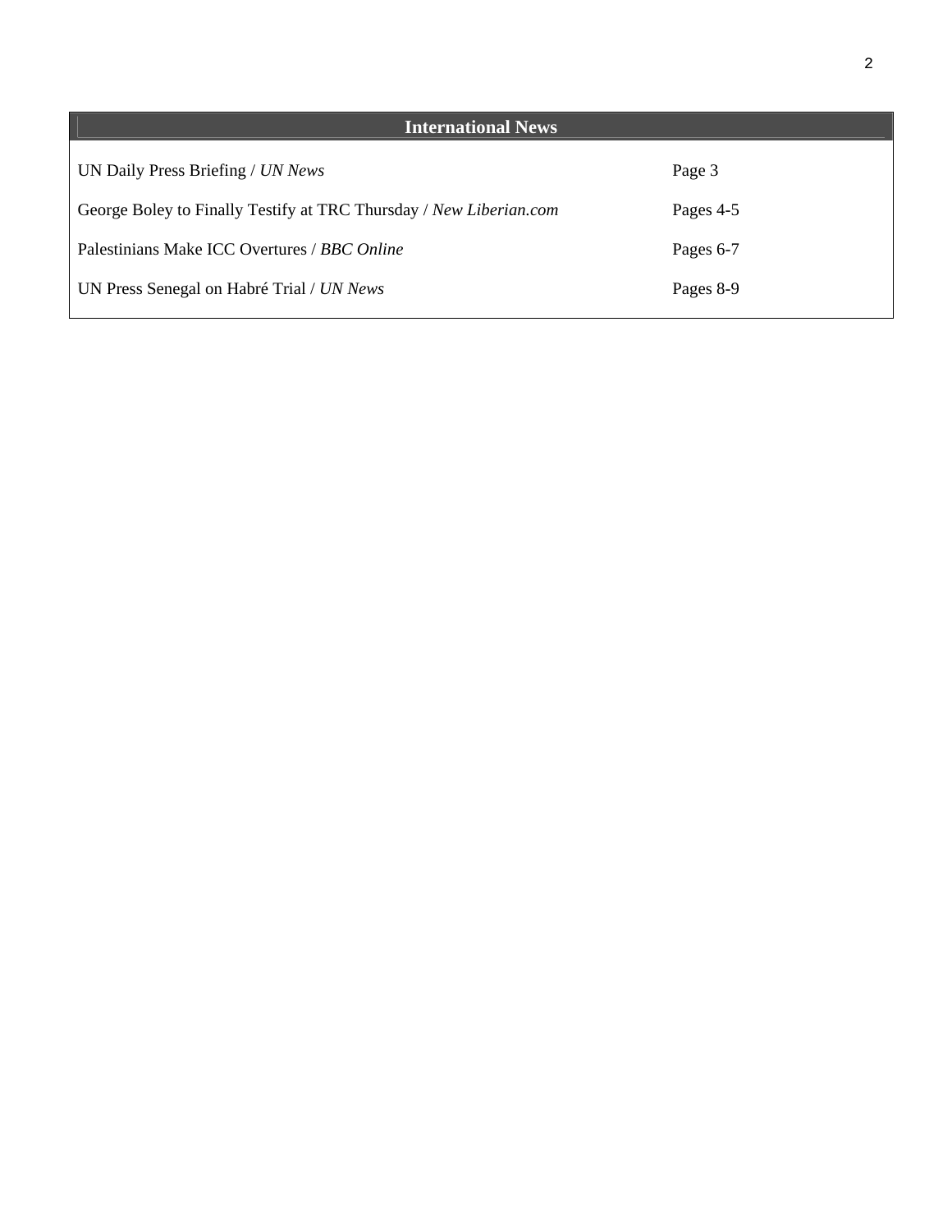## International News

| | |
|---|---|
| UN Daily Press Briefing / *UN News* | Page 3 |
| George Boley to Finally Testify at TRC Thursday / *New Liberian.com* | Pages 4-5 |
| Palestinians Make ICC Overtures / *BBC Online* | Pages 6-7 |
| UN Press Senegal on Habré Trial / *UN News* | Pages 8-9 |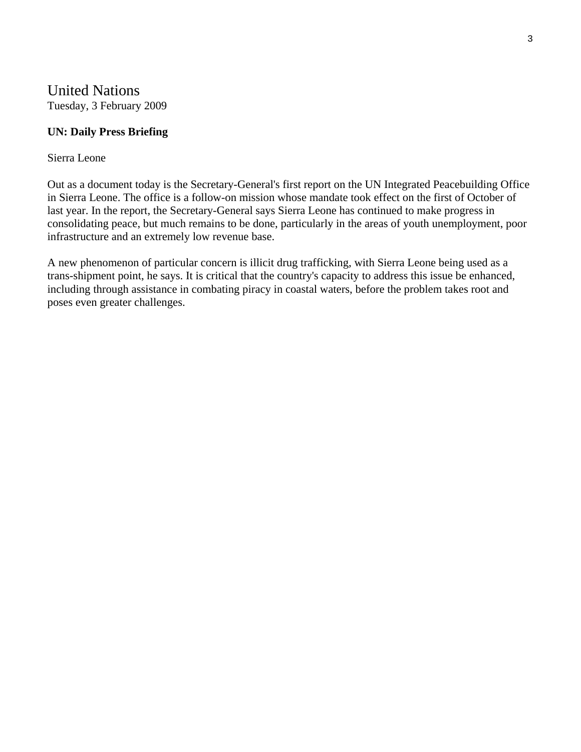# United Nations

Tuesday, 3 February 2009

**UN: Daily Press Briefing**

Sierra Leone

Out as a document today is the Secretary-General's first report on the UN Integrated Peacebuilding Office in Sierra Leone. The office is a follow-on mission whose mandate took effect on the first of October of last year. In the report, the Secretary-General says Sierra Leone has continued to make progress in consolidating peace, but much remains to be done, particularly in the areas of youth unemployment, poor infrastructure and an extremely low revenue base.

A new phenomenon of particular concern is illicit drug trafficking, with Sierra Leone being used as a trans-shipment point, he says. It is critical that the country's capacity to address this issue be enhanced, including through assistance in combating piracy in coastal waters, before the problem takes root and poses even greater challenges.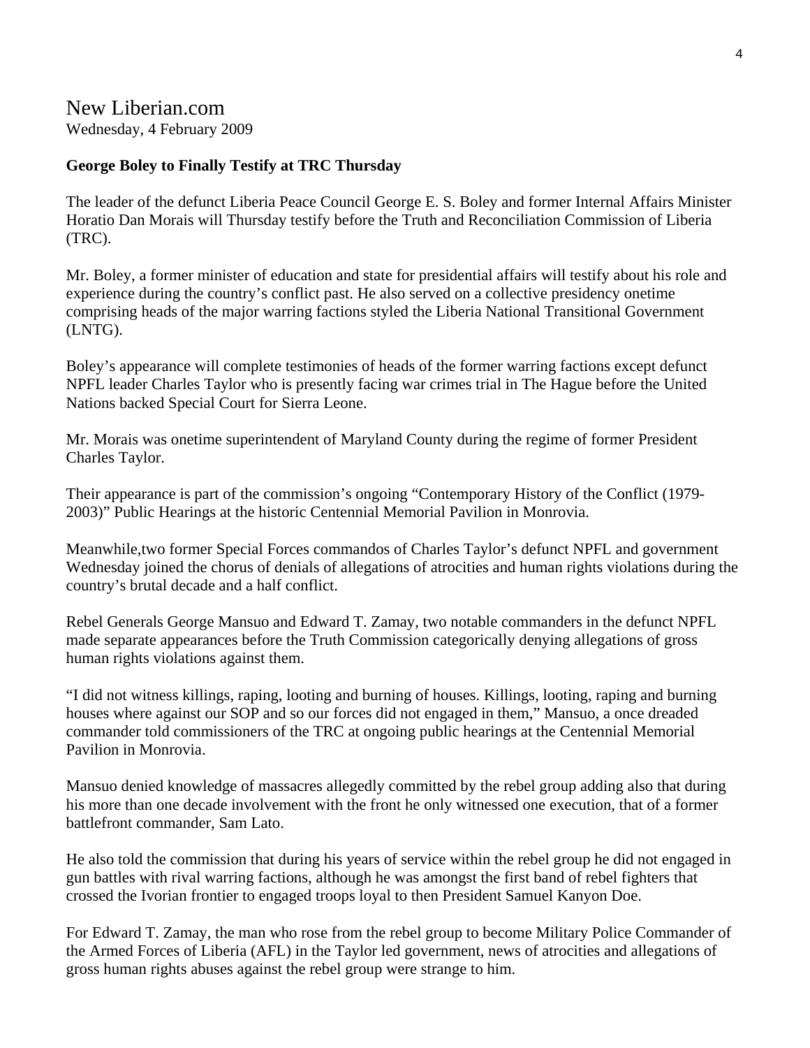New Liberian.com
Wednesday, 4 February 2009

**George Boley to Finally Testify at TRC Thursday**

The leader of the defunct Liberia Peace Council George E. S. Boley and former Internal Affairs Minister Horatio Dan Morais will Thursday testify before the Truth and Reconciliation Commission of Liberia (TRC).

Mr. Boley, a former minister of education and state for presidential affairs will testify about his role and experience during the country's conflict past. He also served on a collective presidency onetime comprising heads of the major warring factions styled the Liberia National Transitional Government (LNTG).

Boley's appearance will complete testimonies of heads of the former warring factions except defunct NPFL leader Charles Taylor who is presently facing war crimes trial in The Hague before the United Nations backed Special Court for Sierra Leone.

Mr. Morais was onetime superintendent of Maryland County during the regime of former President Charles Taylor.

Their appearance is part of the commission's ongoing "Contemporary History of the Conflict (1979-2003)" Public Hearings at the historic Centennial Memorial Pavilion in Monrovia.

Meanwhile,two former Special Forces commandos of Charles Taylor's defunct NPFL and government Wednesday joined the chorus of denials of allegations of atrocities and human rights violations during the country's brutal decade and a half conflict.

Rebel Generals George Mansuo and Edward T. Zamay, two notable commanders in the defunct NPFL made separate appearances before the Truth Commission categorically denying allegations of gross human rights violations against them.

"I did not witness killings, raping, looting and burning of houses. Killings, looting, raping and burning houses where against our SOP and so our forces did not engaged in them," Mansuo, a once dreaded commander told commissioners of the TRC at ongoing public hearings at the Centennial Memorial Pavilion in Monrovia.

Mansuo denied knowledge of massacres allegedly committed by the rebel group adding also that during his more than one decade involvement with the front he only witnessed one execution, that of a former battlefront commander, Sam Lato.

He also told the commission that during his years of service within the rebel group he did not engaged in gun battles with rival warring factions, although he was amongst the first band of rebel fighters that crossed the Ivorian frontier to engaged troops loyal to then President Samuel Kanyon Doe.

For Edward T. Zamay, the man who rose from the rebel group to become Military Police Commander of the Armed Forces of Liberia (AFL) in the Taylor led government, news of atrocities and allegations of gross human rights abuses against the rebel group were strange to him.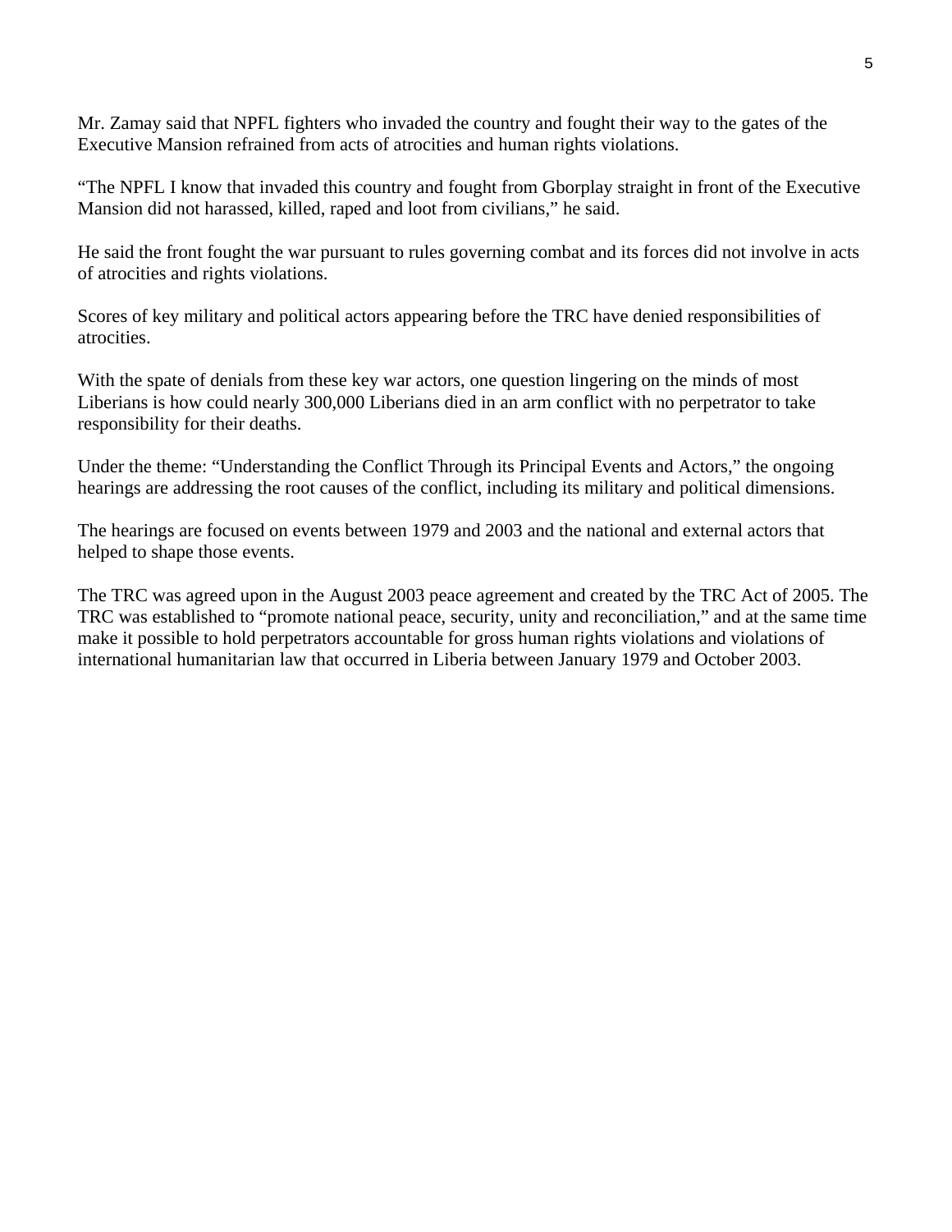Mr. Zamay said that NPFL fighters who invaded the country and fought their way to the gates of the Executive Mansion refrained from acts of atrocities and human rights violations.

"The NPFL I know that invaded this country and fought from Gborplay straight in front of the Executive Mansion did not harassed, killed, raped and loot from civilians," he said.

He said the front fought the war pursuant to rules governing combat and its forces did not involve in acts of atrocities and rights violations.

Scores of key military and political actors appearing before the TRC have denied responsibilities of atrocities.

With the spate of denials from these key war actors, one question lingering on the minds of most Liberians is how could nearly 300,000 Liberians died in an arm conflict with no perpetrator to take responsibility for their deaths.

Under the theme: "Understanding the Conflict Through its Principal Events and Actors," the ongoing hearings are addressing the root causes of the conflict, including its military and political dimensions.

The hearings are focused on events between 1979 and 2003 and the national and external actors that helped to shape those events.

The TRC was agreed upon in the August 2003 peace agreement and created by the TRC Act of 2005. The TRC was established to "promote national peace, security, unity and reconciliation," and at the same time make it possible to hold perpetrators accountable for gross human rights violations and violations of international humanitarian law that occurred in Liberia between January 1979 and October 2003.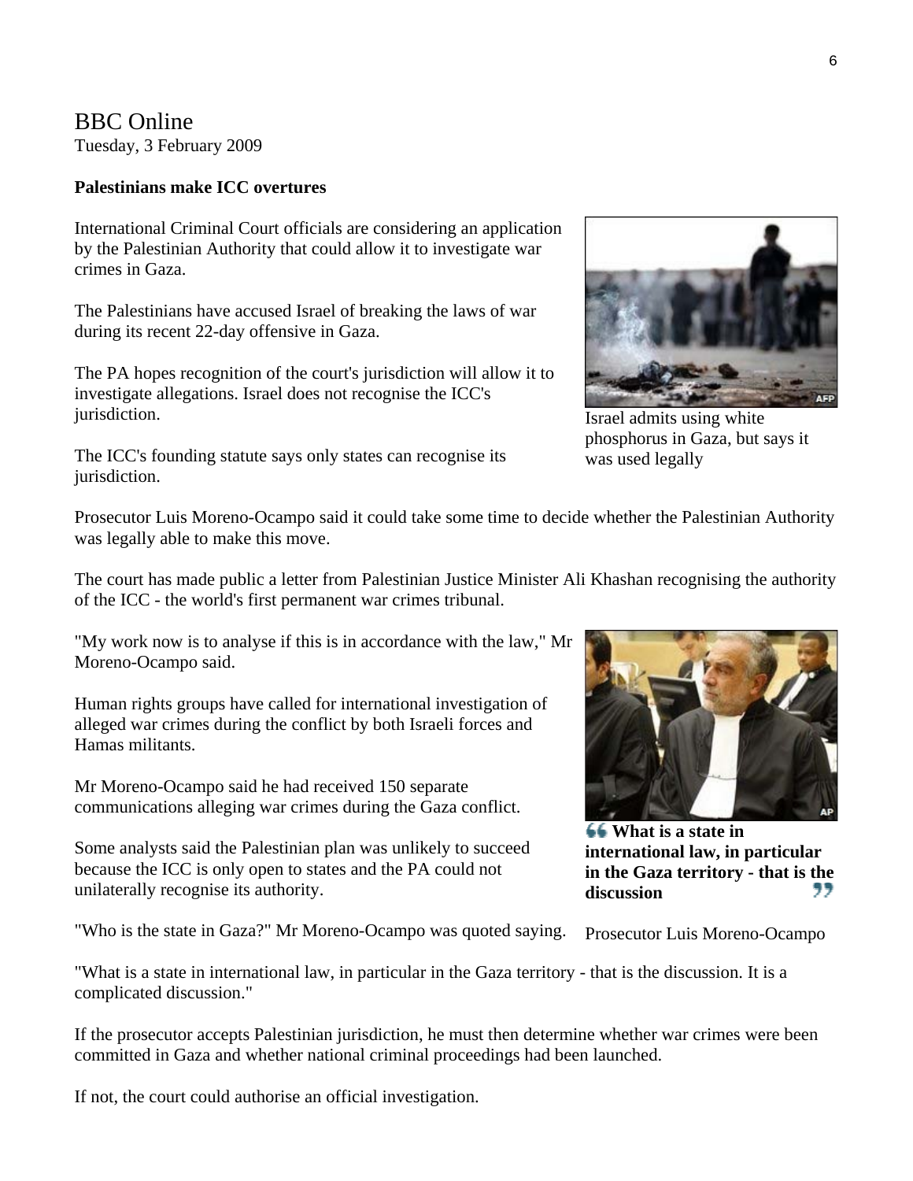# BBC Online

Tuesday, 3 February 2009

**Palestinians make ICC overtures**

International Criminal Court officials are considering an application by the Palestinian Authority that could allow it to investigate war crimes in Gaza.

The Palestinians have accused Israel of breaking the laws of war during its recent 22-day offensive in Gaza.

The PA hopes recognition of the court's jurisdiction will allow it to investigate allegations. Israel does not recognise the ICC's jurisdiction.

Israel admits using white phosphorus in Gaza, but says it was used legally

The ICC's founding statute says only states can recognise its jurisdiction.

Prosecutor Luis Moreno-Ocampo said it could take some time to decide whether the Palestinian Authority was legally able to make this move.

The court has made public a letter from Palestinian Justice Minister Ali Khashan recognising the authority of the ICC - the world's first permanent war crimes tribunal.

"My work now is to analyse if this is in accordance with the law," Mr Moreno-Ocampo said.

Human rights groups have called for international investigation of alleged war crimes during the conflict by both Israeli forces and Hamas militants.

Mr Moreno-Ocampo said he had received 150 separate communications alleging war crimes during the Gaza conflict.

Some analysts said the Palestinian plan was unlikely to succeed because the ICC is only open to states and the PA could not unilaterally recognise its authority.

**"What is a state in international law, in particular in the Gaza territory - that is the discussion"**

Prosecutor Luis Moreno-Ocampo

"Who is the state in Gaza?" Mr Moreno-Ocampo was quoted saying.

"What is a state in international law, in particular in the Gaza territory - that is the discussion. It is a complicated discussion."

If the prosecutor accepts Palestinian jurisdiction, he must then determine whether war crimes were been committed in Gaza and whether national criminal proceedings had been launched.

If not, the court could authorise an official investigation.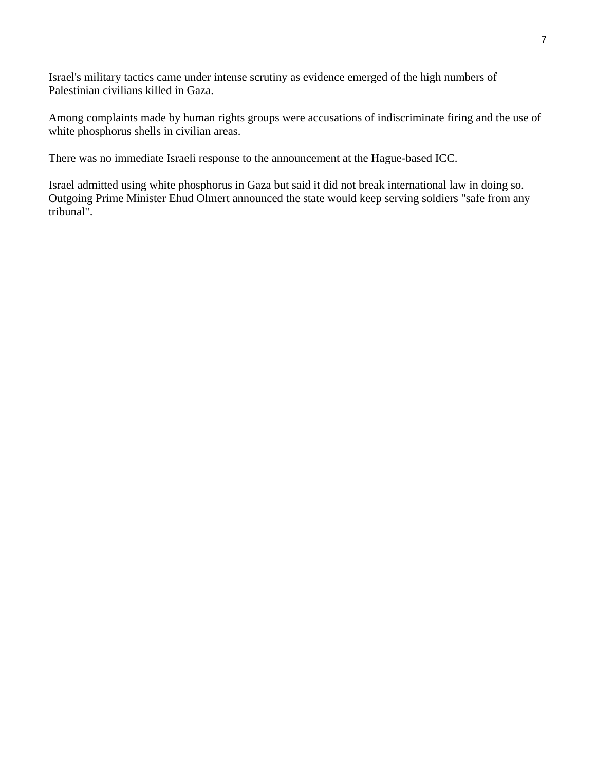Israel's military tactics came under intense scrutiny as evidence emerged of the high numbers of Palestinian civilians killed in Gaza.

Among complaints made by human rights groups were accusations of indiscriminate firing and the use of white phosphorus shells in civilian areas.

There was no immediate Israeli response to the announcement at the Hague-based ICC.

Israel admitted using white phosphorus in Gaza but said it did not break international law in doing so. Outgoing Prime Minister Ehud Olmert announced the state would keep serving soldiers "safe from any tribunal".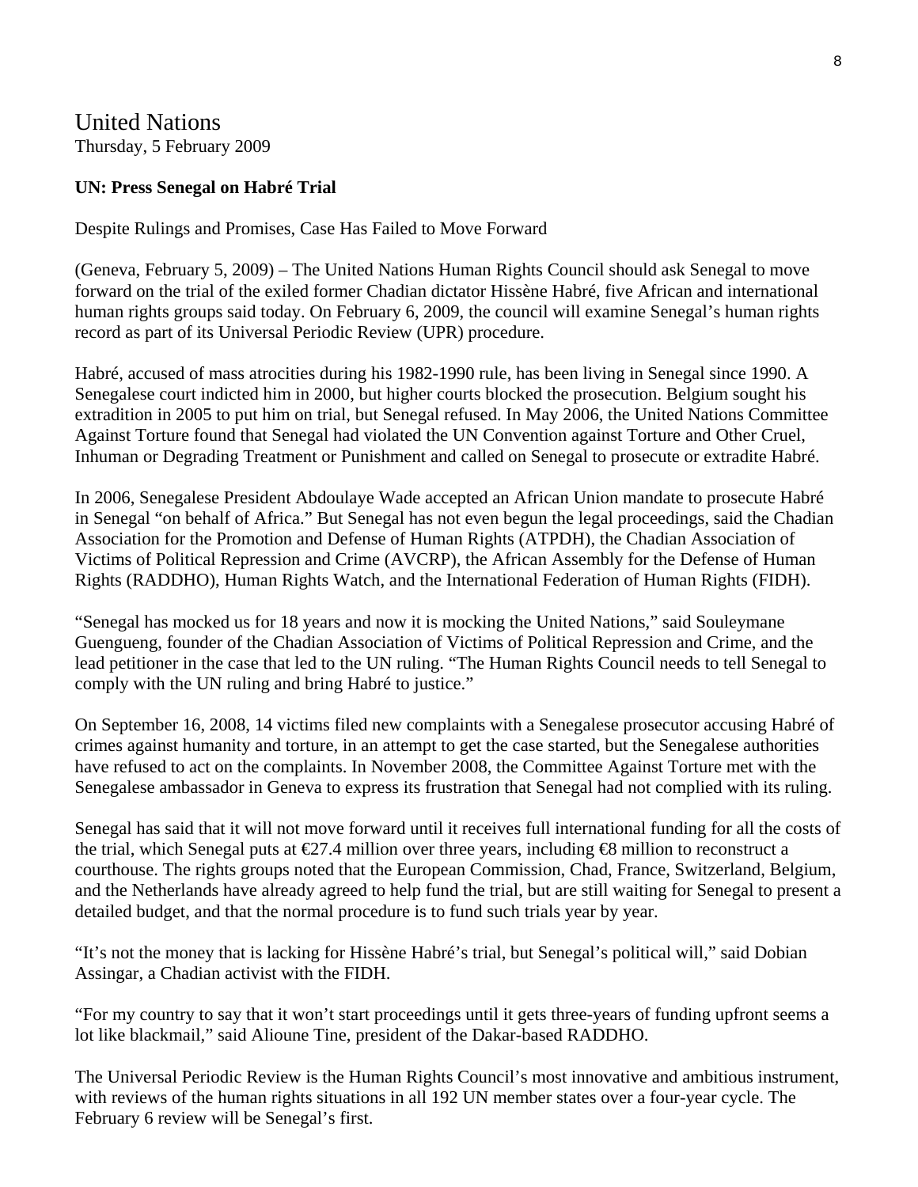# United Nations

Thursday, 5 February 2009

**UN: Press Senegal on Habré Trial**

Despite Rulings and Promises, Case Has Failed to Move Forward

(Geneva, February 5, 2009) – The United Nations Human Rights Council should ask Senegal to move forward on the trial of the exiled former Chadian dictator Hissène Habré, five African and international human rights groups said today. On February 6, 2009, the council will examine Senegal's human rights record as part of its Universal Periodic Review (UPR) procedure.

Habré, accused of mass atrocities during his 1982-1990 rule, has been living in Senegal since 1990. A Senegalese court indicted him in 2000, but higher courts blocked the prosecution. Belgium sought his extradition in 2005 to put him on trial, but Senegal refused. In May 2006, the United Nations Committee Against Torture found that Senegal had violated the UN Convention against Torture and Other Cruel, Inhuman or Degrading Treatment or Punishment and called on Senegal to prosecute or extradite Habré.

In 2006, Senegalese President Abdoulaye Wade accepted an African Union mandate to prosecute Habré in Senegal "on behalf of Africa." But Senegal has not even begun the legal proceedings, said the Chadian Association for the Promotion and Defense of Human Rights (ATPDH), the Chadian Association of Victims of Political Repression and Crime (AVCRP), the African Assembly for the Defense of Human Rights (RADDHO), Human Rights Watch, and the International Federation of Human Rights (FIDH).

"Senegal has mocked us for 18 years and now it is mocking the United Nations," said Souleymane Guengueng, founder of the Chadian Association of Victims of Political Repression and Crime, and the lead petitioner in the case that led to the UN ruling. "The Human Rights Council needs to tell Senegal to comply with the UN ruling and bring Habré to justice."

On September 16, 2008, 14 victims filed new complaints with a Senegalese prosecutor accusing Habré of crimes against humanity and torture, in an attempt to get the case started, but the Senegalese authorities have refused to act on the complaints. In November 2008, the Committee Against Torture met with the Senegalese ambassador in Geneva to express its frustration that Senegal had not complied with its ruling.

Senegal has said that it will not move forward until it receives full international funding for all the costs of the trial, which Senegal puts at €27.4 million over three years, including €8 million to reconstruct a courthouse. The rights groups noted that the European Commission, Chad, France, Switzerland, Belgium, and the Netherlands have already agreed to help fund the trial, but are still waiting for Senegal to present a detailed budget, and that the normal procedure is to fund such trials year by year.

"It's not the money that is lacking for Hissène Habré's trial, but Senegal's political will," said Dobian Assingar, a Chadian activist with the FIDH.

"For my country to say that it won't start proceedings until it gets three-years of funding upfront seems a lot like blackmail," said Alioune Tine, president of the Dakar-based RADDHO.

The Universal Periodic Review is the Human Rights Council's most innovative and ambitious instrument, with reviews of the human rights situations in all 192 UN member states over a four-year cycle. The February 6 review will be Senegal's first.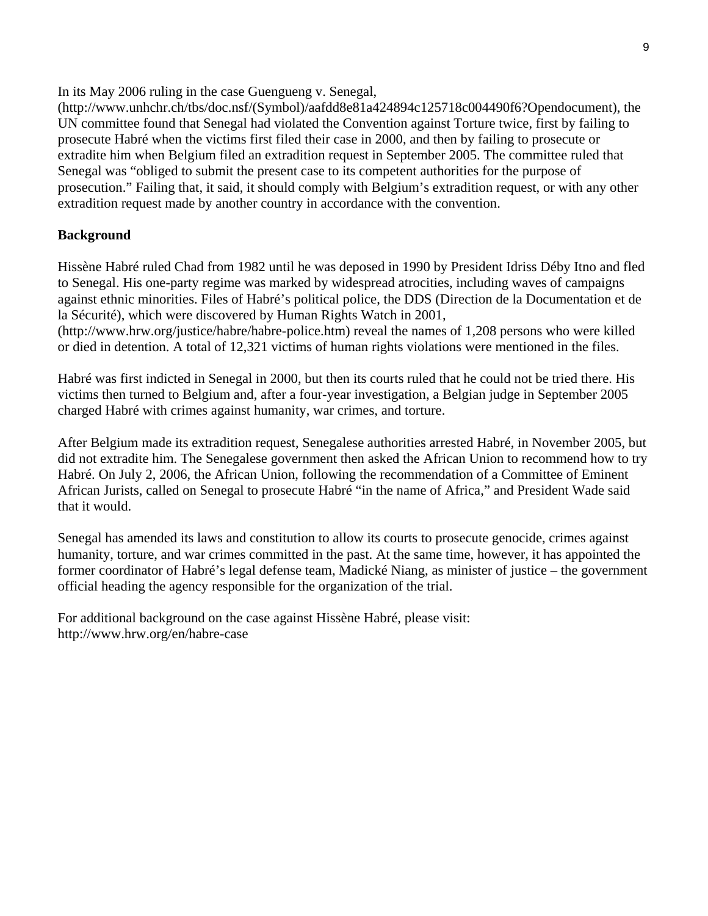In its May 2006 ruling in the case Guengueng v. Senegal, (http://www.unhchr.ch/tbs/doc.nsf/(Symbol)/aafdd8e81a424894c125718c004490f6?Opendocument), the UN committee found that Senegal had violated the Convention against Torture twice, first by failing to prosecute Habré when the victims first filed their case in 2000, and then by failing to prosecute or extradite him when Belgium filed an extradition request in September 2005. The committee ruled that Senegal was "obliged to submit the present case to its competent authorities for the purpose of prosecution." Failing that, it said, it should comply with Belgium's extradition request, or with any other extradition request made by another country in accordance with the convention.

**Background**

Hissène Habré ruled Chad from 1982 until he was deposed in 1990 by President Idriss Déby Itno and fled to Senegal. His one-party regime was marked by widespread atrocities, including waves of campaigns against ethnic minorities. Files of Habré's political police, the DDS (Direction de la Documentation et de la Sécurité), which were discovered by Human Rights Watch in 2001, (http://www.hrw.org/justice/habre/habre-police.htm) reveal the names of 1,208 persons who were killed or died in detention. A total of 12,321 victims of human rights violations were mentioned in the files.

Habré was first indicted in Senegal in 2000, but then its courts ruled that he could not be tried there. His victims then turned to Belgium and, after a four-year investigation, a Belgian judge in September 2005 charged Habré with crimes against humanity, war crimes, and torture.

After Belgium made its extradition request, Senegalese authorities arrested Habré, in November 2005, but did not extradite him. The Senegalese government then asked the African Union to recommend how to try Habré. On July 2, 2006, the African Union, following the recommendation of a Committee of Eminent African Jurists, called on Senegal to prosecute Habré "in the name of Africa," and President Wade said that it would.

Senegal has amended its laws and constitution to allow its courts to prosecute genocide, crimes against humanity, torture, and war crimes committed in the past. At the same time, however, it has appointed the former coordinator of Habré's legal defense team, Madické Niang, as minister of justice – the government official heading the agency responsible for the organization of the trial.

For additional background on the case against Hissène Habré, please visit:
http://www.hrw.org/en/habre-case